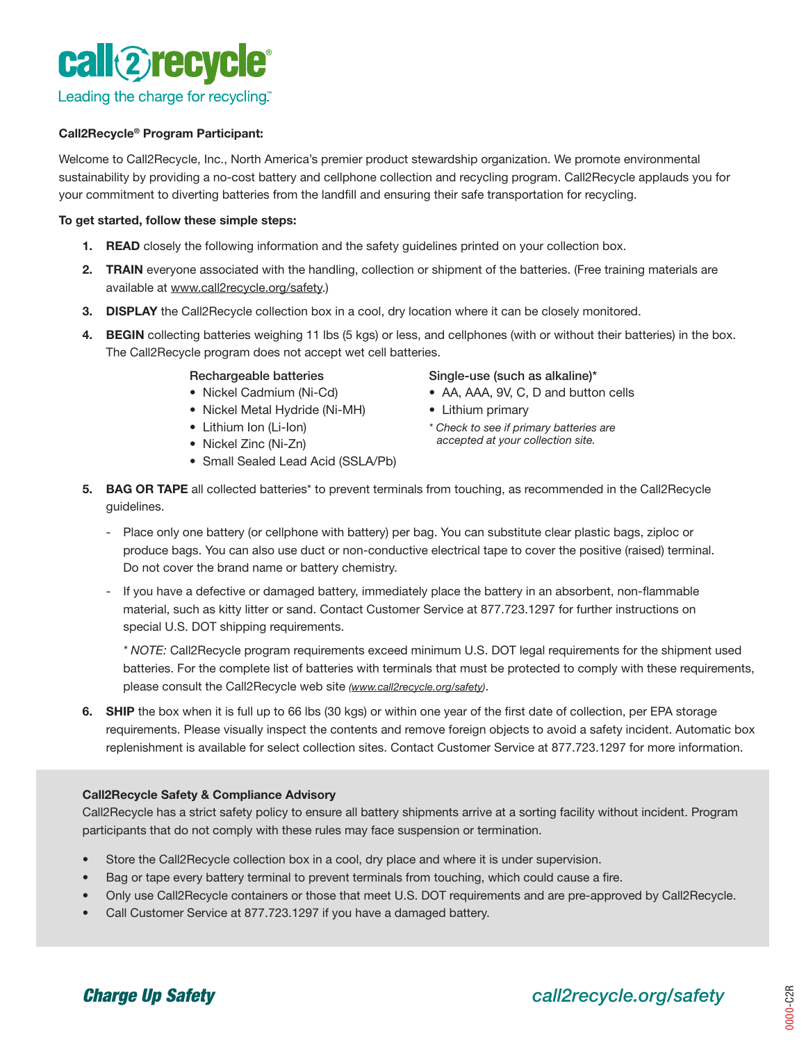# call2recycle®

Leading the charge for recycling.™

**Call2Recycle® Program Participant:**

Welcome to Call2Recycle, Inc., North America's premier product stewardship organization. We promote environmental sustainability by providing a no-cost battery and cellphone collection and recycling program. Call2Recycle applauds you for your commitment to diverting batteries from the landfill and ensuring their safe transportation for recycling.

**To get started, follow these simple steps:**

1. **READ** closely the following information and the safety guidelines printed on your collection box.
2. **TRAIN** everyone associated with the handling, collection or shipment of the batteries. (Free training materials are available at www.call2recycle.org/safety.)
3. **DISPLAY** the Call2Recycle collection box in a cool, dry location where it can be closely monitored.
4. **BEGIN** collecting batteries weighing 11 lbs (5 kgs) or less, and cellphones (with or without their batteries) in the box. The Call2Recycle program does not accept wet cell batteries.

   Rechargeable batteries
   - Nickel Cadmium (Ni-Cd)
   - Nickel Metal Hydride (Ni-MH)
   - Lithium Ion (Li-Ion)
   - Nickel Zinc (Ni-Zn)
   - Small Sealed Lead Acid (SSLA/Pb)

   Single-use (such as alkaline)*
   - AA, AAA, 9V, C, D and button cells
   - Lithium primary

   *\* Check to see if primary batteries are accepted at your collection site.*

5. **BAG OR TAPE** all collected batteries* to prevent terminals from touching, as recommended in the Call2Recycle guidelines.
   - Place only one battery (or cellphone with battery) per bag. You can substitute clear plastic bags, ziploc or produce bags. You can also use duct or non-conductive electrical tape to cover the positive (raised) terminal. Do not cover the brand name or battery chemistry.
   - If you have a defective or damaged battery, immediately place the battery in an absorbent, non-flammable material, such as kitty litter or sand. Contact Customer Service at 877.723.1297 for further instructions on special U.S. DOT shipping requirements.

   *\* NOTE:* Call2Recycle program requirements exceed minimum U.S. DOT legal requirements for the shipment used batteries. For the complete list of batteries with terminals that must be protected to comply with these requirements, please consult the Call2Recycle web site *(www.call2recycle.org/safety)*.

6. **SHIP** the box when it is full up to 66 lbs (30 kgs) or within one year of the first date of collection, per EPA storage requirements. Please visually inspect the contents and remove foreign objects to avoid a safety incident. Automatic box replenishment is available for select collection sites. Contact Customer Service at 877.723.1297 for more information.

**Call2Recycle Safety & Compliance Advisory**

Call2Recycle has a strict safety policy to ensure all battery shipments arrive at a sorting facility without incident. Program participants that do not comply with these rules may face suspension or termination.

- Store the Call2Recycle collection box in a cool, dry place and where it is under supervision.
- Bag or tape every battery terminal to prevent terminals from touching, which could cause a fire.
- Only use Call2Recycle containers or those that meet U.S. DOT requirements and are pre-approved by Call2Recycle.
- Call Customer Service at 877.723.1297 if you have a damaged battery.

***Charge Up Safety***

*call2recycle.org/safety*

0000-C2R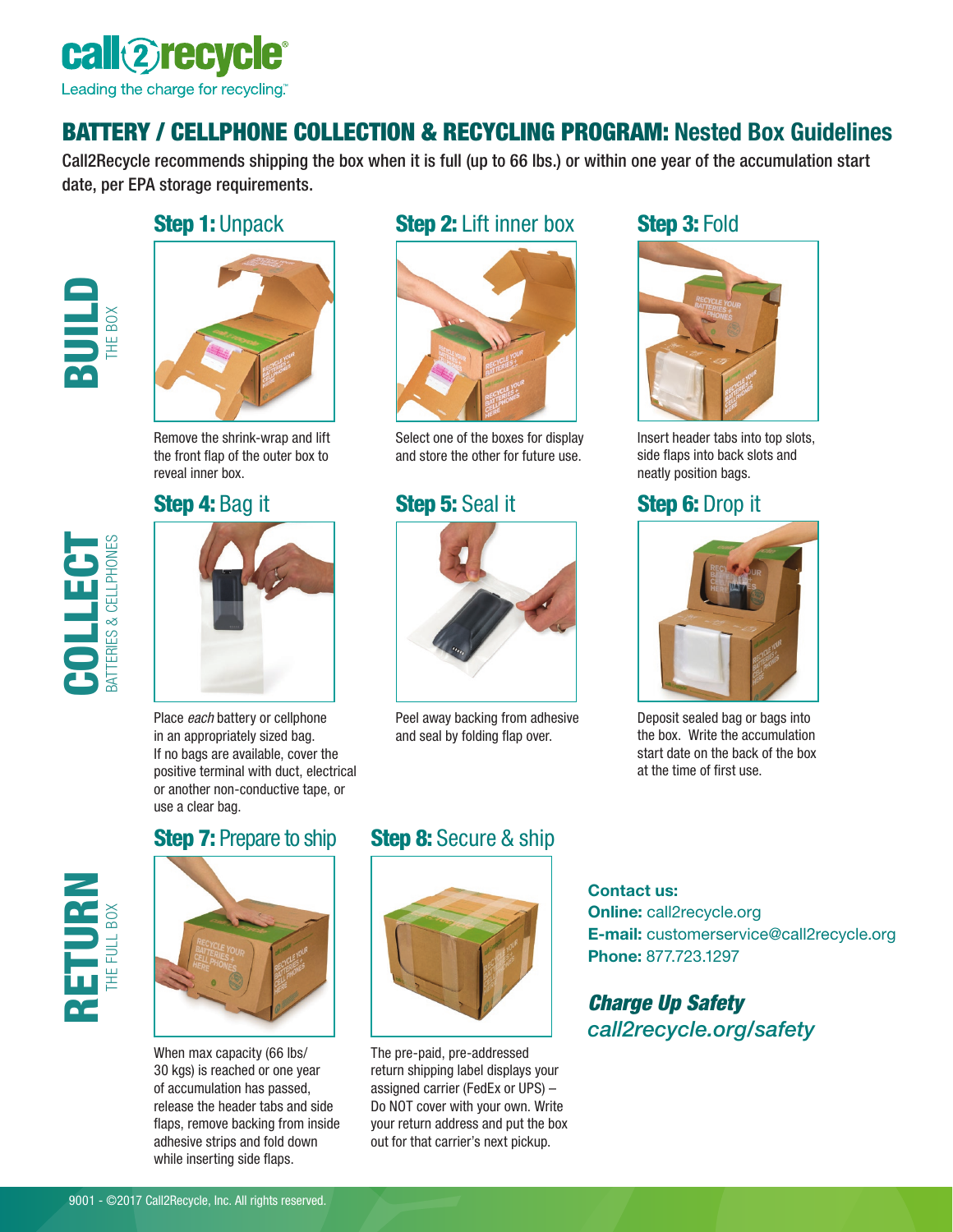call2recycle®

Leading the charge for recycling.™

# BATTERY / CELLPHONE COLLECTION & RECYCLING PROGRAM: Nested Box Guidelines

Call2Recycle recommends shipping the box when it is full (up to 66 lbs.) or within one year of the accumulation start date, per EPA storage requirements.

## BUILD THE BOX

### Step 1: Unpack

Remove the shrink-wrap and lift the front flap of the outer box to reveal inner box.

### Step 2: Lift inner box

Select one of the boxes for display and store the other for future use.

### Step 3: Fold

Insert header tabs into top slots, side flaps into back slots and neatly position bags.

## COLLECT BATTERIES & CELLPHONES

### Step 4: Bag it

Place *each* battery or cellphone in an appropriately sized bag. If no bags are available, cover the positive terminal with duct, electrical or another non-conductive tape, or use a clear bag.

### Step 5: Seal it

Peel away backing from adhesive and seal by folding flap over.

### Step 6: Drop it

Deposit sealed bag or bags into the box. Write the accumulation start date on the back of the box at the time of first use.

## RETURN THE FULL BOX

### Step 7: Prepare to ship

When max capacity (66 lbs/ 30 kgs) is reached or one year of accumulation has passed, release the header tabs and side flaps, remove backing from inside adhesive strips and fold down while inserting side flaps.

### Step 8: Secure & ship

The pre-paid, pre-addressed return shipping label displays your assigned carrier (FedEx or UPS) – Do NOT cover with your own. Write your return address and put the box out for that carrier's next pickup.

**Contact us:**
**Online:** call2recycle.org
**E-mail:** customerservice@call2recycle.org
**Phone:** 877.723.1297

***Charge Up Safety***
*call2recycle.org/safety*

9001 - ©2017 Call2Recycle, Inc. All rights reserved.